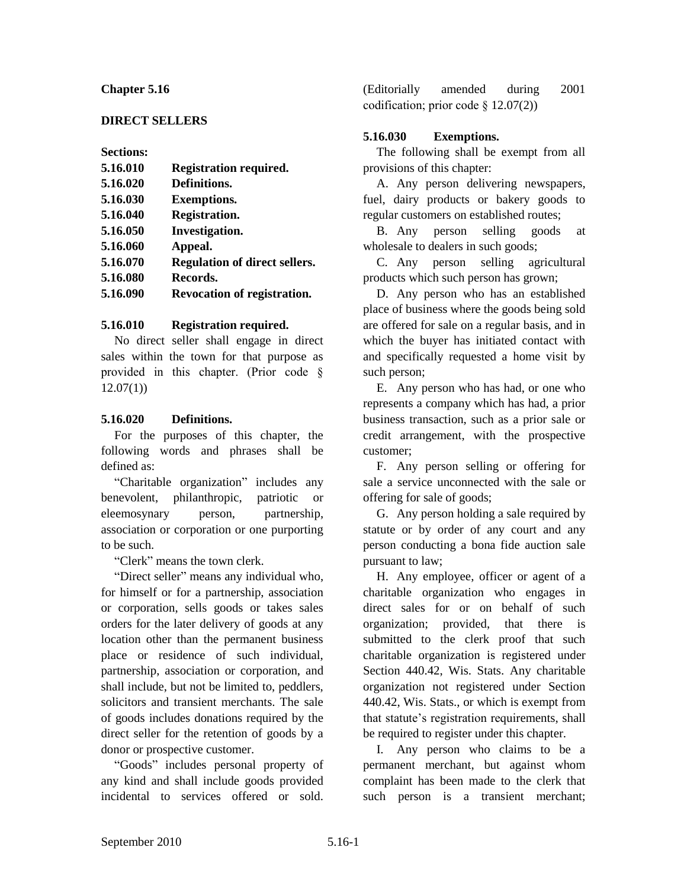# Chapter 5.16

## DIRECT SELLERS

**Sections:**

| | |
|---|---|
| **5.16.010** | **Registration required.** |
| **5.16.020** | **Definitions.** |
| **5.16.030** | **Exemptions.** |
| **5.16.040** | **Registration.** |
| **5.16.050** | **Investigation.** |
| **5.16.060** | **Appeal.** |
| **5.16.070** | **Regulation of direct sellers.** |
| **5.16.080** | **Records.** |
| **5.16.090** | **Revocation of registration.** |

### 5.16.010 Registration required.

No direct seller shall engage in direct sales within the town for that purpose as provided in this chapter. (Prior code § 12.07(1))

### 5.16.020 Definitions.

For the purposes of this chapter, the following words and phrases shall be defined as:

"Charitable organization" includes any benevolent, philanthropic, patriotic or eleemosynary person, partnership, association or corporation or one purporting to be such.

"Clerk" means the town clerk.

"Direct seller" means any individual who, for himself or for a partnership, association or corporation, sells goods or takes sales orders for the later delivery of goods at any location other than the permanent business place or residence of such individual, partnership, association or corporation, and shall include, but not be limited to, peddlers, solicitors and transient merchants. The sale of goods includes donations required by the direct seller for the retention of goods by a donor or prospective customer.

"Goods" includes personal property of any kind and shall include goods provided incidental to services offered or sold. (Editorially amended during 2001 codification; prior code § 12.07(2))

### 5.16.030 Exemptions.

The following shall be exempt from all provisions of this chapter:

A. Any person delivering newspapers, fuel, dairy products or bakery goods to regular customers on established routes;

B. Any person selling goods at wholesale to dealers in such goods;

C. Any person selling agricultural products which such person has grown;

D. Any person who has an established place of business where the goods being sold are offered for sale on a regular basis, and in which the buyer has initiated contact with and specifically requested a home visit by such person;

E. Any person who has had, or one who represents a company which has had, a prior business transaction, such as a prior sale or credit arrangement, with the prospective customer;

F. Any person selling or offering for sale a service unconnected with the sale or offering for sale of goods;

G. Any person holding a sale required by statute or by order of any court and any person conducting a bona fide auction sale pursuant to law;

H. Any employee, officer or agent of a charitable organization who engages in direct sales for or on behalf of such organization; provided, that there is submitted to the clerk proof that such charitable organization is registered under Section 440.42, Wis. Stats. Any charitable organization not registered under Section 440.42, Wis. Stats., or which is exempt from that statute's registration requirements, shall be required to register under this chapter.

I. Any person who claims to be a permanent merchant, but against whom complaint has been made to the clerk that such person is a transient merchant;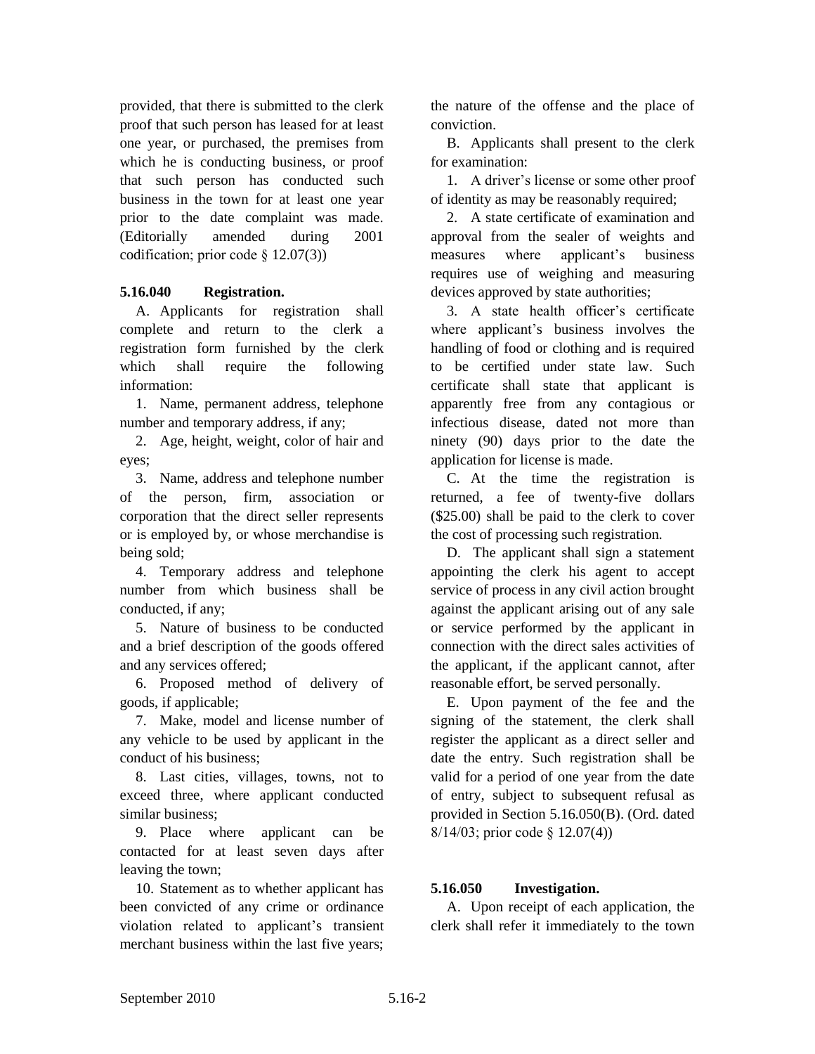provided, that there is submitted to the clerk proof that such person has leased for at least one year, or purchased, the premises from which he is conducting business, or proof that such person has conducted such business in the town for at least one year prior to the date complaint was made. (Editorially amended during 2001 codification; prior code § 12.07(3))

**5.16.040 Registration.**

A. Applicants for registration shall complete and return to the clerk a registration form furnished by the clerk which shall require the following information:

1. Name, permanent address, telephone number and temporary address, if any;

2. Age, height, weight, color of hair and eyes;

3. Name, address and telephone number of the person, firm, association or corporation that the direct seller represents or is employed by, or whose merchandise is being sold;

4. Temporary address and telephone number from which business shall be conducted, if any;

5. Nature of business to be conducted and a brief description of the goods offered and any services offered;

6. Proposed method of delivery of goods, if applicable;

7. Make, model and license number of any vehicle to be used by applicant in the conduct of his business;

8. Last cities, villages, towns, not to exceed three, where applicant conducted similar business;

9. Place where applicant can be contacted for at least seven days after leaving the town;

10. Statement as to whether applicant has been convicted of any crime or ordinance violation related to applicant's transient merchant business within the last five years; the nature of the offense and the place of conviction.

B. Applicants shall present to the clerk for examination:

1. A driver's license or some other proof of identity as may be reasonably required;

2. A state certificate of examination and approval from the sealer of weights and measures where applicant's business requires use of weighing and measuring devices approved by state authorities;

3. A state health officer's certificate where applicant's business involves the handling of food or clothing and is required to be certified under state law. Such certificate shall state that applicant is apparently free from any contagious or infectious disease, dated not more than ninety (90) days prior to the date the application for license is made.

C. At the time the registration is returned, a fee of twenty-five dollars ($25.00) shall be paid to the clerk to cover the cost of processing such registration.

D. The applicant shall sign a statement appointing the clerk his agent to accept service of process in any civil action brought against the applicant arising out of any sale or service performed by the applicant in connection with the direct sales activities of the applicant, if the applicant cannot, after reasonable effort, be served personally.

E. Upon payment of the fee and the signing of the statement, the clerk shall register the applicant as a direct seller and date the entry. Such registration shall be valid for a period of one year from the date of entry, subject to subsequent refusal as provided in Section 5.16.050(B). (Ord. dated 8/14/03; prior code § 12.07(4))

**5.16.050 Investigation.**

A. Upon receipt of each application, the clerk shall refer it immediately to the town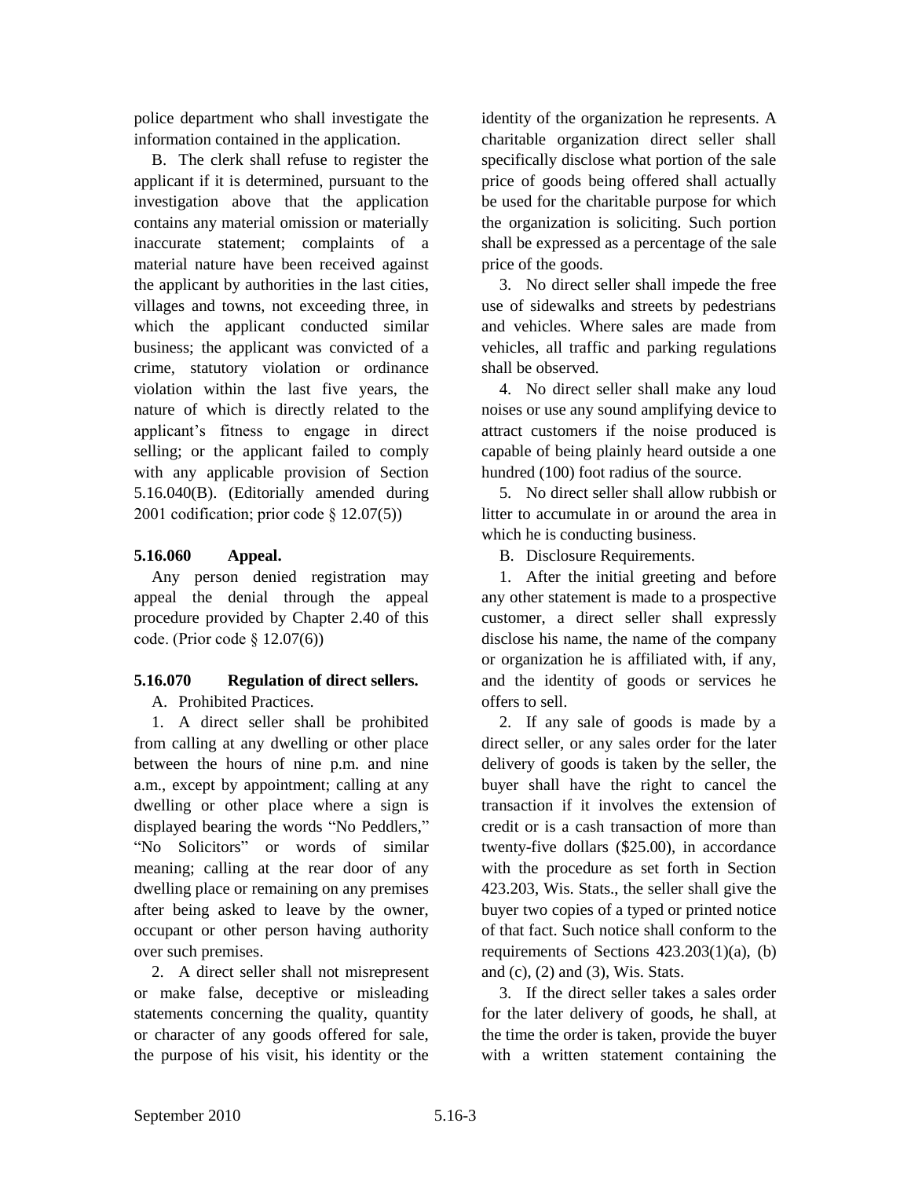police department who shall investigate the information contained in the application.

B. The clerk shall refuse to register the applicant if it is determined, pursuant to the investigation above that the application contains any material omission or materially inaccurate statement; complaints of a material nature have been received against the applicant by authorities in the last cities, villages and towns, not exceeding three, in which the applicant conducted similar business; the applicant was convicted of a crime, statutory violation or ordinance violation within the last five years, the nature of which is directly related to the applicant's fitness to engage in direct selling; or the applicant failed to comply with any applicable provision of Section 5.16.040(B). (Editorially amended during 2001 codification; prior code § 12.07(5))

### 5.16.060 Appeal.

Any person denied registration may appeal the denial through the appeal procedure provided by Chapter 2.40 of this code. (Prior code § 12.07(6))

### 5.16.070 Regulation of direct sellers.

A. Prohibited Practices.

1. A direct seller shall be prohibited from calling at any dwelling or other place between the hours of nine p.m. and nine a.m., except by appointment; calling at any dwelling or other place where a sign is displayed bearing the words "No Peddlers," "No Solicitors" or words of similar meaning; calling at the rear door of any dwelling place or remaining on any premises after being asked to leave by the owner, occupant or other person having authority over such premises.

2. A direct seller shall not misrepresent or make false, deceptive or misleading statements concerning the quality, quantity or character of any goods offered for sale, the purpose of his visit, his identity or the identity of the organization he represents. A charitable organization direct seller shall specifically disclose what portion of the sale price of goods being offered shall actually be used for the charitable purpose for which the organization is soliciting. Such portion shall be expressed as a percentage of the sale price of the goods.

3. No direct seller shall impede the free use of sidewalks and streets by pedestrians and vehicles. Where sales are made from vehicles, all traffic and parking regulations shall be observed.

4. No direct seller shall make any loud noises or use any sound amplifying device to attract customers if the noise produced is capable of being plainly heard outside a one hundred (100) foot radius of the source.

5. No direct seller shall allow rubbish or litter to accumulate in or around the area in which he is conducting business.

B. Disclosure Requirements.

1. After the initial greeting and before any other statement is made to a prospective customer, a direct seller shall expressly disclose his name, the name of the company or organization he is affiliated with, if any, and the identity of goods or services he offers to sell.

2. If any sale of goods is made by a direct seller, or any sales order for the later delivery of goods is taken by the seller, the buyer shall have the right to cancel the transaction if it involves the extension of credit or is a cash transaction of more than twenty-five dollars ($25.00), in accordance with the procedure as set forth in Section 423.203, Wis. Stats., the seller shall give the buyer two copies of a typed or printed notice of that fact. Such notice shall conform to the requirements of Sections 423.203(1)(a), (b) and (c), (2) and (3), Wis. Stats.

3. If the direct seller takes a sales order for the later delivery of goods, he shall, at the time the order is taken, provide the buyer with a written statement containing the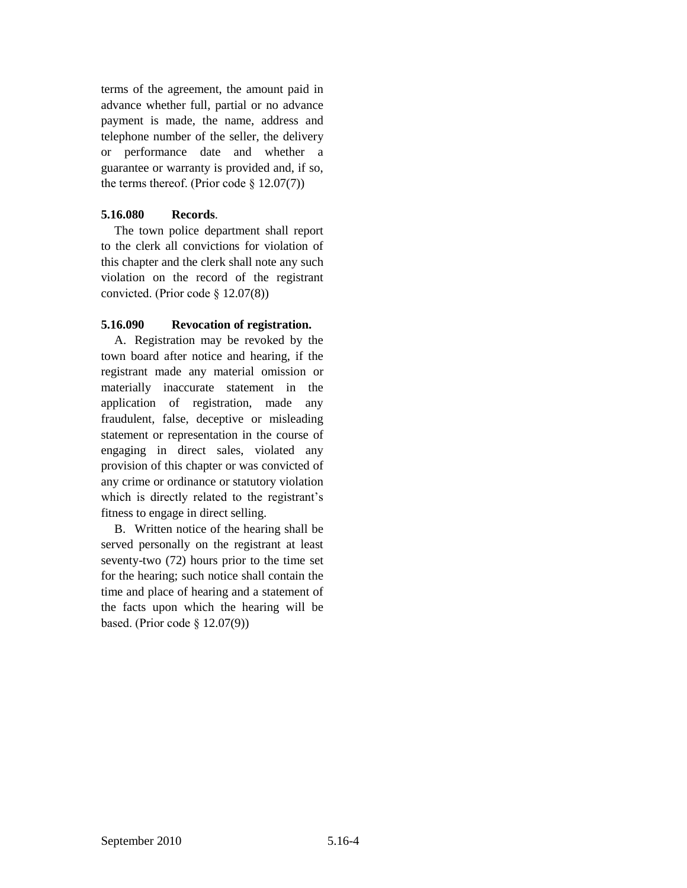terms of the agreement, the amount paid in advance whether full, partial or no advance payment is made, the name, address and telephone number of the seller, the delivery or performance date and whether a guarantee or warranty is provided and, if so, the terms thereof. (Prior code § 12.07(7))

### 5.16.080 Records.

The town police department shall report to the clerk all convictions for violation of this chapter and the clerk shall note any such violation on the record of the registrant convicted. (Prior code § 12.07(8))

### 5.16.090 Revocation of registration.

A. Registration may be revoked by the town board after notice and hearing, if the registrant made any material omission or materially inaccurate statement in the application of registration, made any fraudulent, false, deceptive or misleading statement or representation in the course of engaging in direct sales, violated any provision of this chapter or was convicted of any crime or ordinance or statutory violation which is directly related to the registrant's fitness to engage in direct selling.

B. Written notice of the hearing shall be served personally on the registrant at least seventy-two (72) hours prior to the time set for the hearing; such notice shall contain the time and place of hearing and a statement of the facts upon which the hearing will be based. (Prior code § 12.07(9))